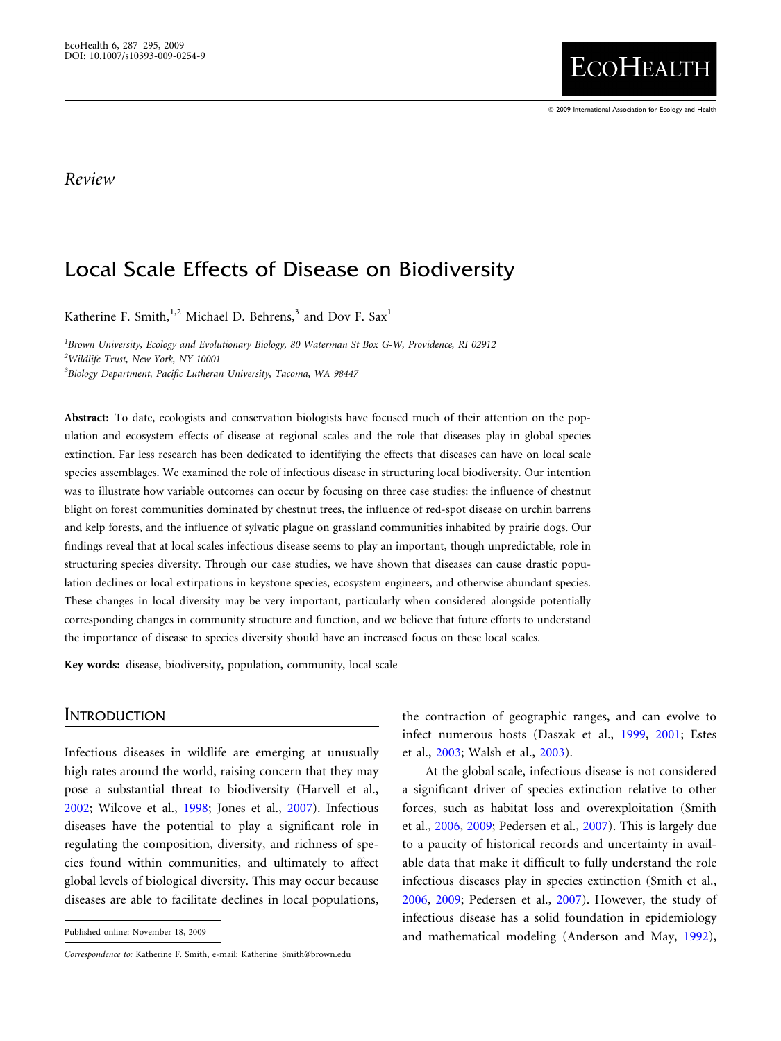*Review*

# Local Scale Effects of Disease on Biodiversity

Katherine F. Smith,[1,2] Michael D. Behrens,[3] and Dov F. Sax[1]

[1]Brown University, Ecology and Evolutionary Biology, 80 Waterman St Box G-W, Providence, RI 02912
[2]Wildlife Trust, New York, NY 10001
[3]Biology Department, Pacific Lutheran University, Tacoma, WA 98447

**Abstract:** To date, ecologists and conservation biologists have focused much of their attention on the population and ecosystem effects of disease at regional scales and the role that diseases play in global species extinction. Far less research has been dedicated to identifying the effects that diseases can have on local scale species assemblages. We examined the role of infectious disease in structuring local biodiversity. Our intention was to illustrate how variable outcomes can occur by focusing on three case studies: the influence of chestnut blight on forest communities dominated by chestnut trees, the influence of red-spot disease on urchin barrens and kelp forests, and the influence of sylvatic plague on grassland communities inhabited by prairie dogs. Our findings reveal that at local scales infectious disease seems to play an important, though unpredictable, role in structuring species diversity. Through our case studies, we have shown that diseases can cause drastic population declines or local extirpations in keystone species, ecosystem engineers, and otherwise abundant species. These changes in local diversity may be very important, particularly when considered alongside potentially corresponding changes in community structure and function, and we believe that future efforts to understand the importance of disease to species diversity should have an increased focus on these local scales.

**Key words:** disease, biodiversity, population, community, local scale

## Introduction

Infectious diseases in wildlife are emerging at unusually high rates around the world, raising concern that they may pose a substantial threat to biodiversity (Harvell et al., 2002; Wilcove et al., 1998; Jones et al., 2007). Infectious diseases have the potential to play a significant role in regulating the composition, diversity, and richness of species found within communities, and ultimately to affect global levels of biological diversity. This may occur because diseases are able to facilitate declines in local populations, the contraction of geographic ranges, and can evolve to infect numerous hosts (Daszak et al., 1999, 2001; Estes et al., 2003; Walsh et al., 2003).

At the global scale, infectious disease is not considered a significant driver of species extinction relative to other forces, such as habitat loss and overexploitation (Smith et al., 2006, 2009; Pedersen et al., 2007). This is largely due to a paucity of historical records and uncertainty in available data that make it difficult to fully understand the role infectious diseases play in species extinction (Smith et al., 2006, 2009; Pedersen et al., 2007). However, the study of infectious disease has a solid foundation in epidemiology and mathematical modeling (Anderson and May, 1992),

Published online: November 18, 2009

*Correspondence to:* Katherine F. Smith, e-mail: Katherine_Smith@brown.edu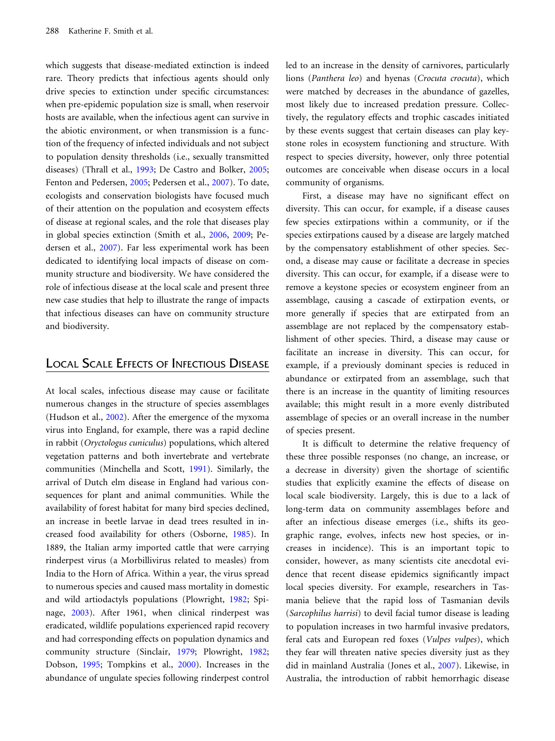which suggests that disease-mediated extinction is indeed rare. Theory predicts that infectious agents should only drive species to extinction under specific circumstances: when pre-epidemic population size is small, when reservoir hosts are available, when the infectious agent can survive in the abiotic environment, or when transmission is a function of the frequency of infected individuals and not subject to population density thresholds (i.e., sexually transmitted diseases) (Thrall et al., 1993; De Castro and Bolker, 2005; Fenton and Pedersen, 2005; Pedersen et al., 2007). To date, ecologists and conservation biologists have focused much of their attention on the population and ecosystem effects of disease at regional scales, and the role that diseases play in global species extinction (Smith et al., 2006, 2009; Pedersen et al., 2007). Far less experimental work has been dedicated to identifying local impacts of disease on community structure and biodiversity. We have considered the role of infectious disease at the local scale and present three new case studies that help to illustrate the range of impacts that infectious diseases can have on community structure and biodiversity.

## Local Scale Effects of Infectious Disease

At local scales, infectious disease may cause or facilitate numerous changes in the structure of species assemblages (Hudson et al., 2002). After the emergence of the myxoma virus into England, for example, there was a rapid decline in rabbit (*Oryctologus cuniculus*) populations, which altered vegetation patterns and both invertebrate and vertebrate communities (Minchella and Scott, 1991). Similarly, the arrival of Dutch elm disease in England had various consequences for plant and animal communities. While the availability of forest habitat for many bird species declined, an increase in beetle larvae in dead trees resulted in increased food availability for others (Osborne, 1985). In 1889, the Italian army imported cattle that were carrying rinderpest virus (a Morbillivirus related to measles) from India to the Horn of Africa. Within a year, the virus spread to numerous species and caused mass mortality in domestic and wild artiodactyls populations (Plowright, 1982; Spinage, 2003). After 1961, when clinical rinderpest was eradicated, wildlife populations experienced rapid recovery and had corresponding effects on population dynamics and community structure (Sinclair, 1979; Plowright, 1982; Dobson, 1995; Tompkins et al., 2000). Increases in the abundance of ungulate species following rinderpest control led to an increase in the density of carnivores, particularly lions (*Panthera leo*) and hyenas (*Crocuta crocuta*), which were matched by decreases in the abundance of gazelles, most likely due to increased predation pressure. Collectively, the regulatory effects and trophic cascades initiated by these events suggest that certain diseases can play keystone roles in ecosystem functioning and structure. With respect to species diversity, however, only three potential outcomes are conceivable when disease occurs in a local community of organisms.

First, a disease may have no significant effect on diversity. This can occur, for example, if a disease causes few species extirpations within a community, or if the species extirpations caused by a disease are largely matched by the compensatory establishment of other species. Second, a disease may cause or facilitate a decrease in species diversity. This can occur, for example, if a disease were to remove a keystone species or ecosystem engineer from an assemblage, causing a cascade of extirpation events, or more generally if species that are extirpated from an assemblage are not replaced by the compensatory establishment of other species. Third, a disease may cause or facilitate an increase in diversity. This can occur, for example, if a previously dominant species is reduced in abundance or extirpated from an assemblage, such that there is an increase in the quantity of limiting resources available; this might result in a more evenly distributed assemblage of species or an overall increase in the number of species present.

It is difficult to determine the relative frequency of these three possible responses (no change, an increase, or a decrease in diversity) given the shortage of scientific studies that explicitly examine the effects of disease on local scale biodiversity. Largely, this is due to a lack of long-term data on community assemblages before and after an infectious disease emerges (i.e., shifts its geographic range, evolves, infects new host species, or increases in incidence). This is an important topic to consider, however, as many scientists cite anecdotal evidence that recent disease epidemics significantly impact local species diversity. For example, researchers in Tasmania believe that the rapid loss of Tasmanian devils (*Sarcophilus harrisi*) to devil facial tumor disease is leading to population increases in two harmful invasive predators, feral cats and European red foxes (*Vulpes vulpes*), which they fear will threaten native species diversity just as they did in mainland Australia (Jones et al., 2007). Likewise, in Australia, the introduction of rabbit hemorrhagic disease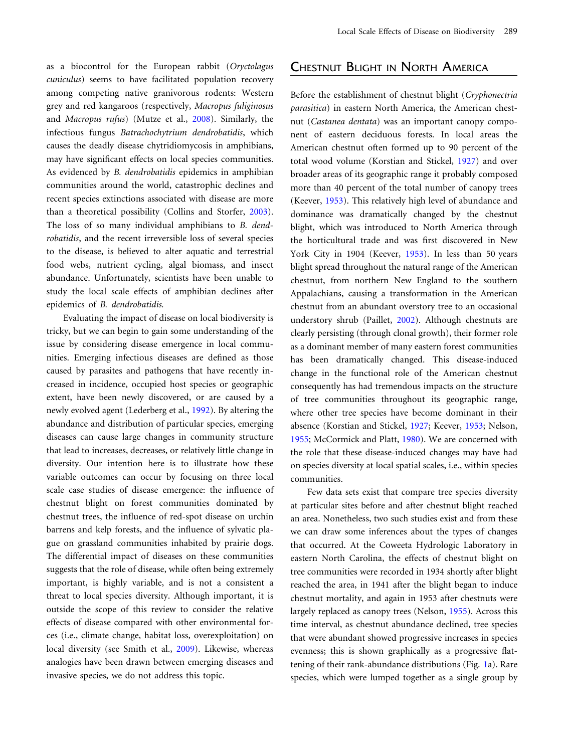as a biocontrol for the European rabbit (*Oryctolagus cuniculus*) seems to have facilitated population recovery among competing native granivorous rodents: Western grey and red kangaroos (respectively, *Macropus fuliginosus* and *Macropus rufus*) (Mutze et al., 2008). Similarly, the infectious fungus *Batrachochytrium dendrobatidis*, which causes the deadly disease chytridiomycosis in amphibians, may have significant effects on local species communities. As evidenced by *B. dendrobatidis* epidemics in amphibian communities around the world, catastrophic declines and recent species extinctions associated with disease are more than a theoretical possibility (Collins and Storfer, 2003). The loss of so many individual amphibians to *B. dendrobatidis*, and the recent irreversible loss of several species to the disease, is believed to alter aquatic and terrestrial food webs, nutrient cycling, algal biomass, and insect abundance. Unfortunately, scientists have been unable to study the local scale effects of amphibian declines after epidemics of *B. dendrobatidis*.

Evaluating the impact of disease on local biodiversity is tricky, but we can begin to gain some understanding of the issue by considering disease emergence in local communities. Emerging infectious diseases are defined as those caused by parasites and pathogens that have recently increased in incidence, occupied host species or geographic extent, have been newly discovered, or are caused by a newly evolved agent (Lederberg et al., 1992). By altering the abundance and distribution of particular species, emerging diseases can cause large changes in community structure that lead to increases, decreases, or relatively little change in diversity. Our intention here is to illustrate how these variable outcomes can occur by focusing on three local scale case studies of disease emergence: the influence of chestnut blight on forest communities dominated by chestnut trees, the influence of red-spot disease on urchin barrens and kelp forests, and the influence of sylvatic plague on grassland communities inhabited by prairie dogs. The differential impact of diseases on these communities suggests that the role of disease, while often being extremely important, is highly variable, and is not a consistent a threat to local species diversity. Although important, it is outside the scope of this review to consider the relative effects of disease compared with other environmental forces (i.e., climate change, habitat loss, overexploitation) on local diversity (see Smith et al., 2009). Likewise, whereas analogies have been drawn between emerging diseases and invasive species, we do not address this topic.

## Chestnut Blight in North America

Before the establishment of chestnut blight (*Cryphonectria parasitica*) in eastern North America, the American chestnut (*Castanea dentata*) was an important canopy component of eastern deciduous forests. In local areas the American chestnut often formed up to 90 percent of the total wood volume (Korstian and Stickel, 1927) and over broader areas of its geographic range it probably composed more than 40 percent of the total number of canopy trees (Keever, 1953). This relatively high level of abundance and dominance was dramatically changed by the chestnut blight, which was introduced to North America through the horticultural trade and was first discovered in New York City in 1904 (Keever, 1953). In less than 50 years blight spread throughout the natural range of the American chestnut, from northern New England to the southern Appalachians, causing a transformation in the American chestnut from an abundant overstory tree to an occasional understory shrub (Paillet, 2002). Although chestnuts are clearly persisting (through clonal growth), their former role as a dominant member of many eastern forest communities has been dramatically changed. This disease-induced change in the functional role of the American chestnut consequently has had tremendous impacts on the structure of tree communities throughout its geographic range, where other tree species have become dominant in their absence (Korstian and Stickel, 1927; Keever, 1953; Nelson, 1955; McCormick and Platt, 1980). We are concerned with the role that these disease-induced changes may have had on species diversity at local spatial scales, i.e., within species communities.

Few data sets exist that compare tree species diversity at particular sites before and after chestnut blight reached an area. Nonetheless, two such studies exist and from these we can draw some inferences about the types of changes that occurred. At the Coweeta Hydrologic Laboratory in eastern North Carolina, the effects of chestnut blight on tree communities were recorded in 1934 shortly after blight reached the area, in 1941 after the blight began to induce chestnut mortality, and again in 1953 after chestnuts were largely replaced as canopy trees (Nelson, 1955). Across this time interval, as chestnut abundance declined, tree species that were abundant showed progressive increases in species evenness; this is shown graphically as a progressive flattening of their rank-abundance distributions (Fig. 1a). Rare species, which were lumped together as a single group by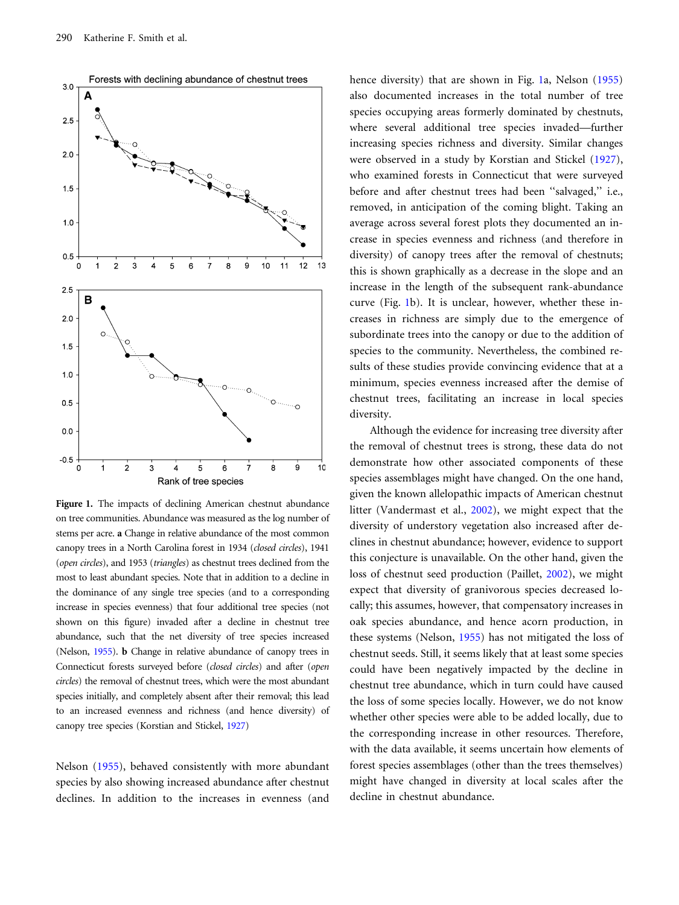**Figure 1.** The impacts of declining American chestnut abundance on tree communities. Abundance was measured as the log number of stems per acre. **a** Change in relative abundance of the most common canopy trees in a North Carolina forest in 1934 (*closed circles*), 1941 (*open circles*), and 1953 (*triangles*) as chestnut trees declined from the most to least abundant species. Note that in addition to a decline in the dominance of any single tree species (and to a corresponding increase in species evenness) that four additional tree species (not shown on this figure) invaded after a decline in chestnut tree abundance, such that the net diversity of tree species increased (Nelson, 1955). **b** Change in relative abundance of canopy trees in Connecticut forests surveyed before (*closed circles*) and after (*open circles*) the removal of chestnut trees, which were the most abundant species initially, and completely absent after their removal; this lead to an increased evenness and richness (and hence diversity) of canopy tree species (Korstian and Stickel, 1927)

Nelson (1955), behaved consistently with more abundant species by also showing increased abundance after chestnut declines. In addition to the increases in evenness (and hence diversity) that are shown in Fig. 1a, Nelson (1955) also documented increases in the total number of tree species occupying areas formerly dominated by chestnuts, where several additional tree species invaded—further increasing species richness and diversity. Similar changes were observed in a study by Korstian and Stickel (1927), who examined forests in Connecticut that were surveyed before and after chestnut trees had been ''salvaged,'' i.e., removed, in anticipation of the coming blight. Taking an average across several forest plots they documented an increase in species evenness and richness (and therefore in diversity) of canopy trees after the removal of chestnuts; this is shown graphically as a decrease in the slope and an increase in the length of the subsequent rank-abundance curve (Fig. 1b). It is unclear, however, whether these increases in richness are simply due to the emergence of subordinate trees into the canopy or due to the addition of species to the community. Nevertheless, the combined results of these studies provide convincing evidence that at a minimum, species evenness increased after the demise of chestnut trees, facilitating an increase in local species diversity.

Although the evidence for increasing tree diversity after the removal of chestnut trees is strong, these data do not demonstrate how other associated components of these species assemblages might have changed. On the one hand, given the known allelopathic impacts of American chestnut litter (Vandermast et al., 2002), we might expect that the diversity of understory vegetation also increased after declines in chestnut abundance; however, evidence to support this conjecture is unavailable. On the other hand, given the loss of chestnut seed production (Paillet, 2002), we might expect that diversity of granivorous species decreased locally; this assumes, however, that compensatory increases in oak species abundance, and hence acorn production, in these systems (Nelson, 1955) has not mitigated the loss of chestnut seeds. Still, it seems likely that at least some species could have been negatively impacted by the decline in chestnut tree abundance, which in turn could have caused the loss of some species locally. However, we do not know whether other species were able to be added locally, due to the corresponding increase in other resources. Therefore, with the data available, it seems uncertain how elements of forest species assemblages (other than the trees themselves) might have changed in diversity at local scales after the decline in chestnut abundance.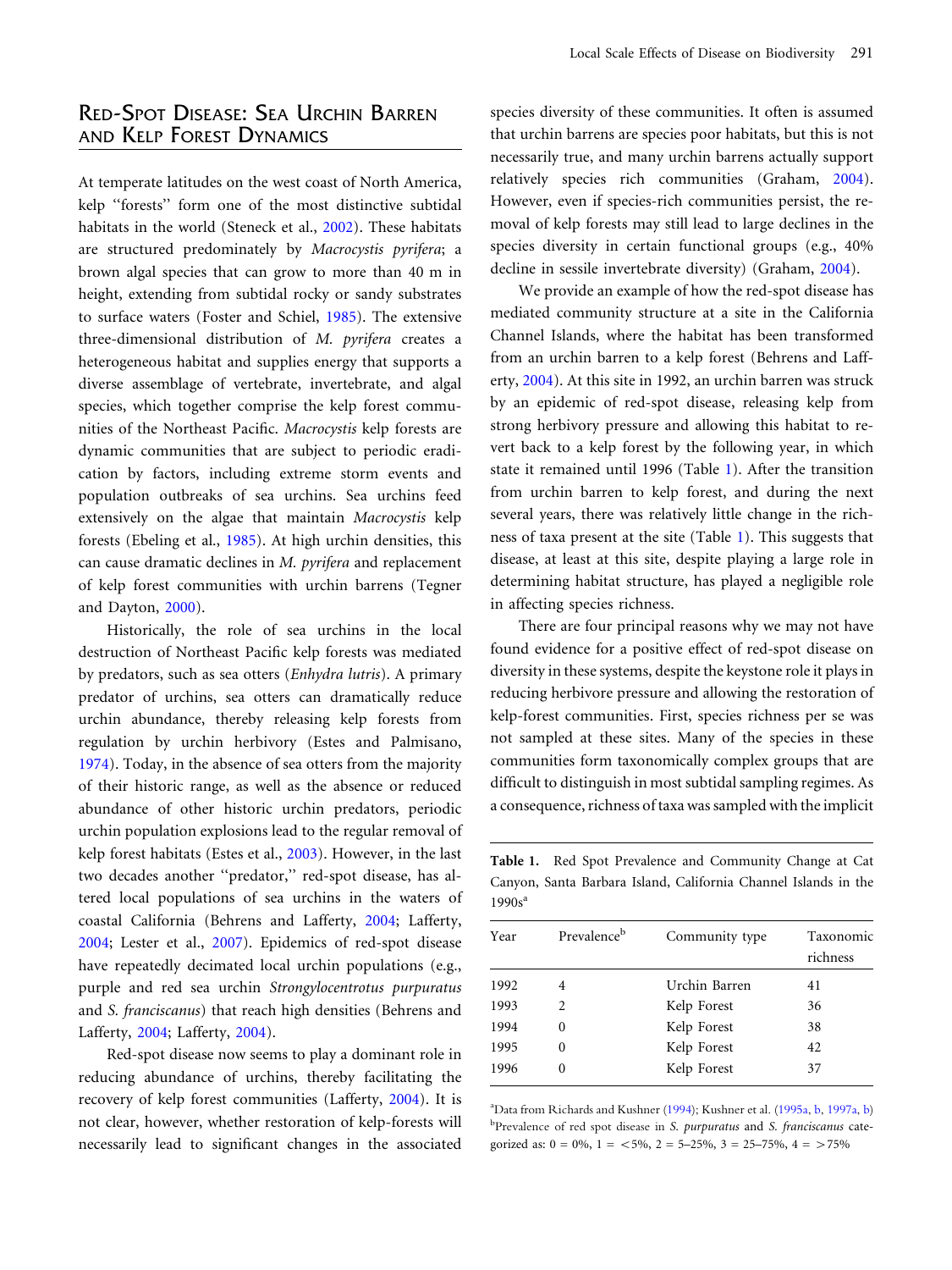## Red-Spot Disease: Sea Urchin Barren and Kelp Forest Dynamics

At temperate latitudes on the west coast of North America, kelp "forests" form one of the most distinctive subtidal habitats in the world (Steneck et al., 2002). These habitats are structured predominately by *Macrocystis pyrifera*; a brown algal species that can grow to more than 40 m in height, extending from subtidal rocky or sandy substrates to surface waters (Foster and Schiel, 1985). The extensive three-dimensional distribution of *M. pyrifera* creates a heterogeneous habitat and supplies energy that supports a diverse assemblage of vertebrate, invertebrate, and algal species, which together comprise the kelp forest communities of the Northeast Pacific. *Macrocystis* kelp forests are dynamic communities that are subject to periodic eradication by factors, including extreme storm events and population outbreaks of sea urchins. Sea urchins feed extensively on the algae that maintain *Macrocystis* kelp forests (Ebeling et al., 1985). At high urchin densities, this can cause dramatic declines in *M. pyrifera* and replacement of kelp forest communities with urchin barrens (Tegner and Dayton, 2000).

Historically, the role of sea urchins in the local destruction of Northeast Pacific kelp forests was mediated by predators, such as sea otters (*Enhydra lutris*). A primary predator of urchins, sea otters can dramatically reduce urchin abundance, thereby releasing kelp forests from regulation by urchin herbivory (Estes and Palmisano, 1974). Today, in the absence of sea otters from the majority of their historic range, as well as the absence or reduced abundance of other historic urchin predators, periodic urchin population explosions lead to the regular removal of kelp forest habitats (Estes et al., 2003). However, in the last two decades another "predator," red-spot disease, has altered local populations of sea urchins in the waters of coastal California (Behrens and Lafferty, 2004; Lafferty, 2004; Lester et al., 2007). Epidemics of red-spot disease have repeatedly decimated local urchin populations (e.g., purple and red sea urchin *Strongylocentrotus purpuratus* and *S. franciscanus*) that reach high densities (Behrens and Lafferty, 2004; Lafferty, 2004).

Red-spot disease now seems to play a dominant role in reducing abundance of urchins, thereby facilitating the recovery of kelp forest communities (Lafferty, 2004). It is not clear, however, whether restoration of kelp-forests will necessarily lead to significant changes in the associated species diversity of these communities. It often is assumed that urchin barrens are species poor habitats, but this is not necessarily true, and many urchin barrens actually support relatively species rich communities (Graham, 2004). However, even if species-rich communities persist, the removal of kelp forests may still lead to large declines in the species diversity in certain functional groups (e.g., 40% decline in sessile invertebrate diversity) (Graham, 2004).

We provide an example of how the red-spot disease has mediated community structure at a site in the California Channel Islands, where the habitat has been transformed from an urchin barren to a kelp forest (Behrens and Lafferty, 2004). At this site in 1992, an urchin barren was struck by an epidemic of red-spot disease, releasing kelp from strong herbivory pressure and allowing this habitat to revert back to a kelp forest by the following year, in which state it remained until 1996 (Table 1). After the transition from urchin barren to kelp forest, and during the next several years, there was relatively little change in the richness of taxa present at the site (Table 1). This suggests that disease, at least at this site, despite playing a large role in determining habitat structure, has played a negligible role in affecting species richness.

There are four principal reasons why we may not have found evidence for a positive effect of red-spot disease on diversity in these systems, despite the keystone role it plays in reducing herbivore pressure and allowing the restoration of kelp-forest communities. First, species richness per se was not sampled at these sites. Many of the species in these communities form taxonomically complex groups that are difficult to distinguish in most subtidal sampling regimes. As a consequence, richness of taxa was sampled with the implicit

**Table 1.** Red Spot Prevalence and Community Change at Cat Canyon, Santa Barbara Island, California Channel Islands in the 1990s[a]

| Year | Prevalence[b] | Community type | Taxonomic richness |
|---|---|---|---|
| 1992 | 4 | Urchin Barren | 41 |
| 1993 | 2 | Kelp Forest | 36 |
| 1994 | 0 | Kelp Forest | 38 |
| 1995 | 0 | Kelp Forest | 42 |
| 1996 | 0 | Kelp Forest | 37 |

[a]Data from Richards and Kushner (1994); Kushner et al. (1995a, b, 1997a, b)
[b]Prevalence of red spot disease in *S. purpuratus* and *S. franciscanus* categorized as: 0 = 0%, 1 = <5%, 2 = 5–25%, 3 = 25–75%, 4 = >75%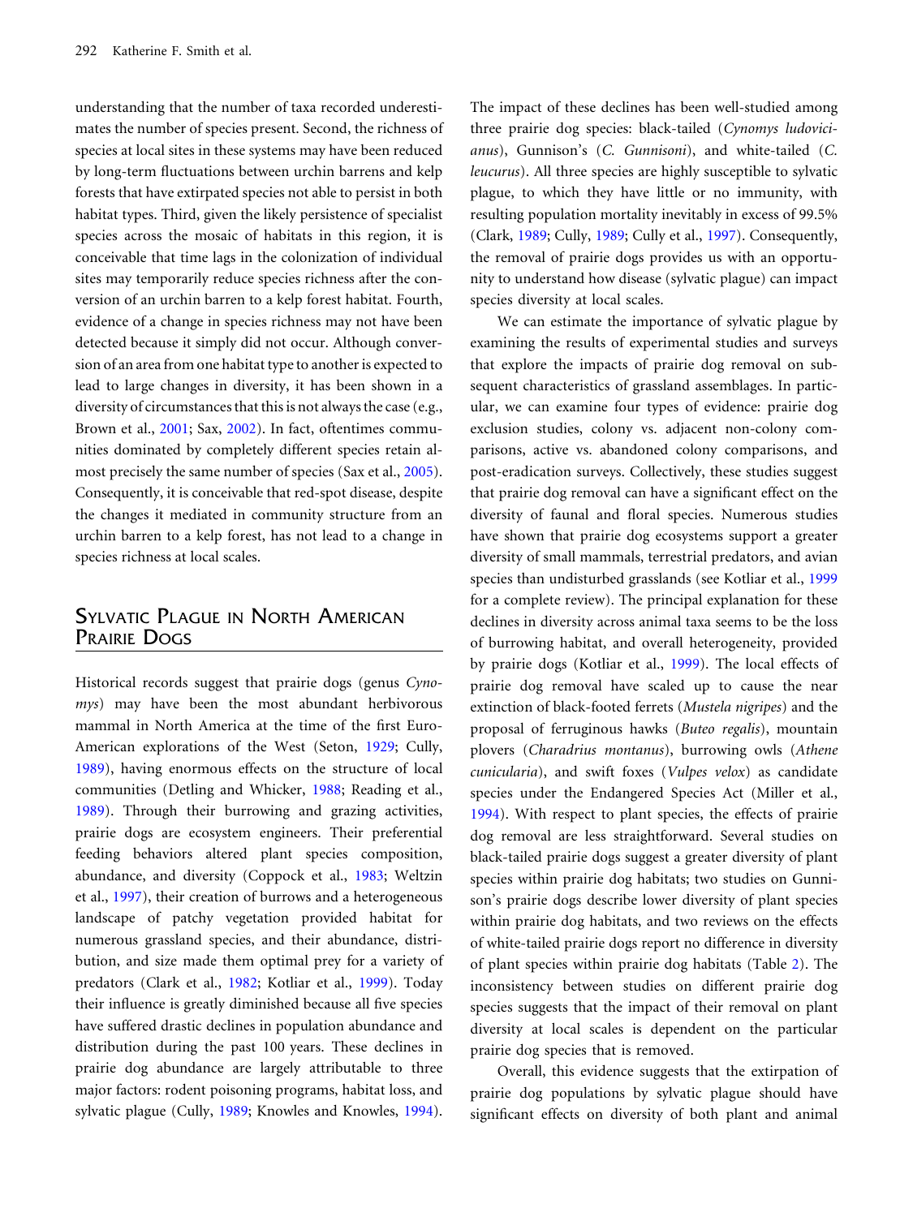understanding that the number of taxa recorded underestimates the number of species present. Second, the richness of species at local sites in these systems may have been reduced by long-term fluctuations between urchin barrens and kelp forests that have extirpated species not able to persist in both habitat types. Third, given the likely persistence of specialist species across the mosaic of habitats in this region, it is conceivable that time lags in the colonization of individual sites may temporarily reduce species richness after the conversion of an urchin barren to a kelp forest habitat. Fourth, evidence of a change in species richness may not have been detected because it simply did not occur. Although conversion of an area from one habitat type to another is expected to lead to large changes in diversity, it has been shown in a diversity of circumstances that this is not always the case (e.g., Brown et al., 2001; Sax, 2002). In fact, oftentimes communities dominated by completely different species retain almost precisely the same number of species (Sax et al., 2005). Consequently, it is conceivable that red-spot disease, despite the changes it mediated in community structure from an urchin barren to a kelp forest, has not lead to a change in species richness at local scales.

## Sylvatic Plague in North American Prairie Dogs

Historical records suggest that prairie dogs (genus *Cynomys*) may have been the most abundant herbivorous mammal in North America at the time of the first Euro-American explorations of the West (Seton, 1929; Cully, 1989), having enormous effects on the structure of local communities (Detling and Whicker, 1988; Reading et al., 1989). Through their burrowing and grazing activities, prairie dogs are ecosystem engineers. Their preferential feeding behaviors altered plant species composition, abundance, and diversity (Coppock et al., 1983; Weltzin et al., 1997), their creation of burrows and a heterogeneous landscape of patchy vegetation provided habitat for numerous grassland species, and their abundance, distribution, and size made them optimal prey for a variety of predators (Clark et al., 1982; Kotliar et al., 1999). Today their influence is greatly diminished because all five species have suffered drastic declines in population abundance and distribution during the past 100 years. These declines in prairie dog abundance are largely attributable to three major factors: rodent poisoning programs, habitat loss, and sylvatic plague (Cully, 1989; Knowles and Knowles, 1994). The impact of these declines has been well-studied among three prairie dog species: black-tailed (*Cynomys ludovicianus*), Gunnison's (*C. Gunnisoni*), and white-tailed (*C. leucurus*). All three species are highly susceptible to sylvatic plague, to which they have little or no immunity, with resulting population mortality inevitably in excess of 99.5% (Clark, 1989; Cully, 1989; Cully et al., 1997). Consequently, the removal of prairie dogs provides us with an opportunity to understand how disease (sylvatic plague) can impact species diversity at local scales.

We can estimate the importance of sylvatic plague by examining the results of experimental studies and surveys that explore the impacts of prairie dog removal on subsequent characteristics of grassland assemblages. In particular, we can examine four types of evidence: prairie dog exclusion studies, colony vs. adjacent non-colony comparisons, active vs. abandoned colony comparisons, and post-eradication surveys. Collectively, these studies suggest that prairie dog removal can have a significant effect on the diversity of faunal and floral species. Numerous studies have shown that prairie dog ecosystems support a greater diversity of small mammals, terrestrial predators, and avian species than undisturbed grasslands (see Kotliar et al., 1999 for a complete review). The principal explanation for these declines in diversity across animal taxa seems to be the loss of burrowing habitat, and overall heterogeneity, provided by prairie dogs (Kotliar et al., 1999). The local effects of prairie dog removal have scaled up to cause the near extinction of black-footed ferrets (*Mustela nigripes*) and the proposal of ferruginous hawks (*Buteo regalis*), mountain plovers (*Charadrius montanus*), burrowing owls (*Athene cunicularia*), and swift foxes (*Vulpes velox*) as candidate species under the Endangered Species Act (Miller et al., 1994). With respect to plant species, the effects of prairie dog removal are less straightforward. Several studies on black-tailed prairie dogs suggest a greater diversity of plant species within prairie dog habitats; two studies on Gunnison's prairie dogs describe lower diversity of plant species within prairie dog habitats, and two reviews on the effects of white-tailed prairie dogs report no difference in diversity of plant species within prairie dog habitats (Table 2). The inconsistency between studies on different prairie dog species suggests that the impact of their removal on plant diversity at local scales is dependent on the particular prairie dog species that is removed.

Overall, this evidence suggests that the extirpation of prairie dog populations by sylvatic plague should have significant effects on diversity of both plant and animal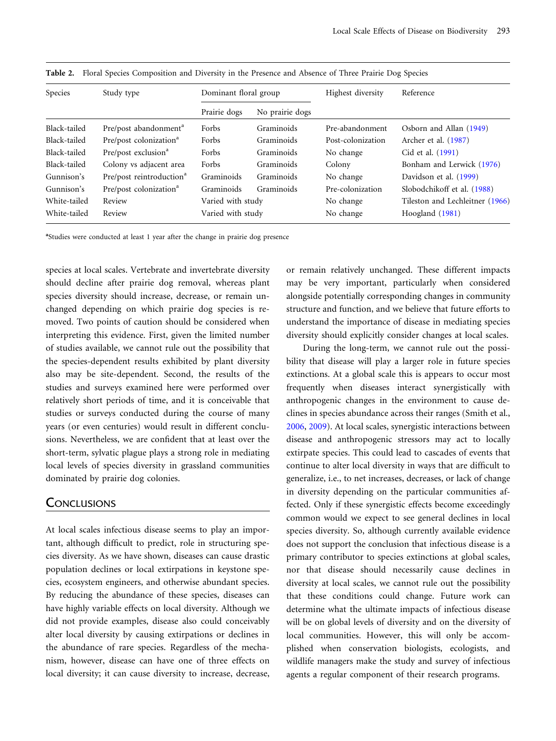**Table 2.** Floral Species Composition and Diversity in the Presence and Absence of Three Prairie Dog Species

| Species | Study type | Dominant floral group | | Highest diversity | Reference |
|---|---|---|---|---|---|
| | | Prairie dogs | No prairie dogs | | |
| Black-tailed | Pre/post abandonment[a] | Forbs | Graminoids | Pre-abandonment | Osborn and Allan (1949) |
| Black-tailed | Pre/post colonization[a] | Forbs | Graminoids | Post-colonization | Archer et al. (1987) |
| Black-tailed | Pre/post exclusion[a] | Forbs | Graminoids | No change | Cid et al. (1991) |
| Black-tailed | Colony vs adjacent area | Forbs | Graminoids | Colony | Bonham and Lerwick (1976) |
| Gunnison's | Pre/post reintroduction[a] | Graminoids | Graminoids | No change | Davidson et al. (1999) |
| Gunnison's | Pre/post colonization[a] | Graminoids | Graminoids | Pre-colonization | Slobodchikoff et al. (1988) |
| White-tailed | Review | Varied with study | | No change | Tileston and Lechleitner (1966) |
| White-tailed | Review | Varied with study | | No change | Hoogland (1981) |

[a]Studies were conducted at least 1 year after the change in prairie dog presence

species at local scales. Vertebrate and invertebrate diversity should decline after prairie dog removal, whereas plant species diversity should increase, decrease, or remain unchanged depending on which prairie dog species is removed. Two points of caution should be considered when interpreting this evidence. First, given the limited number of studies available, we cannot rule out the possibility that the species-dependent results exhibited by plant diversity also may be site-dependent. Second, the results of the studies and surveys examined here were performed over relatively short periods of time, and it is conceivable that studies or surveys conducted during the course of many years (or even centuries) would result in different conclusions. Nevertheless, we are confident that at least over the short-term, sylvatic plague plays a strong role in mediating local levels of species diversity in grassland communities dominated by prairie dog colonies.

## Conclusions

At local scales infectious disease seems to play an important, although difficult to predict, role in structuring species diversity. As we have shown, diseases can cause drastic population declines or local extirpations in keystone species, ecosystem engineers, and otherwise abundant species. By reducing the abundance of these species, diseases can have highly variable effects on local diversity. Although we did not provide examples, disease also could conceivably alter local diversity by causing extirpations or declines in the abundance of rare species. Regardless of the mechanism, however, disease can have one of three effects on local diversity; it can cause diversity to increase, decrease, or remain relatively unchanged. These different impacts may be very important, particularly when considered alongside potentially corresponding changes in community structure and function, and we believe that future efforts to understand the importance of disease in mediating species diversity should explicitly consider changes at local scales.

During the long-term, we cannot rule out the possibility that disease will play a larger role in future species extinctions. At a global scale this is appears to occur most frequently when diseases interact synergistically with anthropogenic changes in the environment to cause declines in species abundance across their ranges (Smith et al., 2006, 2009). At local scales, synergistic interactions between disease and anthropogenic stressors may act to locally extirpate species. This could lead to cascades of events that continue to alter local diversity in ways that are difficult to generalize, i.e., to net increases, decreases, or lack of change in diversity depending on the particular communities affected. Only if these synergistic effects become exceedingly common would we expect to see general declines in local species diversity. So, although currently available evidence does not support the conclusion that infectious disease is a primary contributor to species extinctions at global scales, nor that disease should necessarily cause declines in diversity at local scales, we cannot rule out the possibility that these conditions could change. Future work can determine what the ultimate impacts of infectious disease will be on global levels of diversity and on the diversity of local communities. However, this will only be accomplished when conservation biologists, ecologists, and wildlife managers make the study and survey of infectious agents a regular component of their research programs.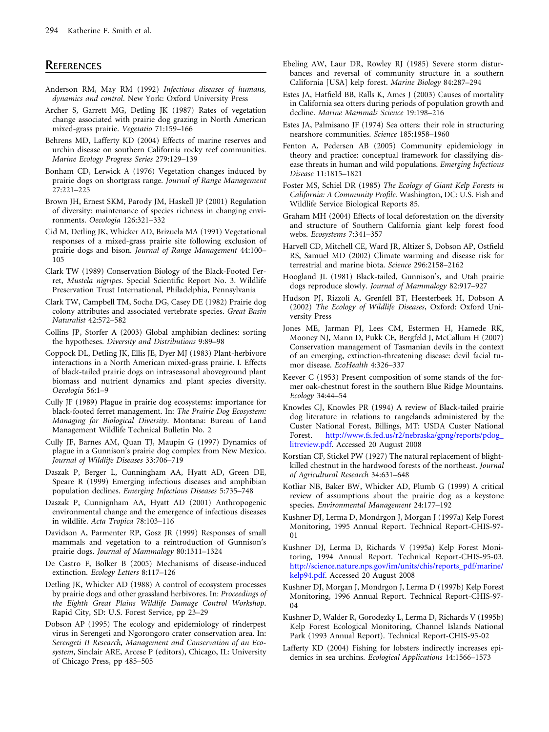## References

Anderson RM, May RM (1992) *Infectious diseases of humans, dynamics and control*. New York: Oxford University Press

Archer S, Garrett MG, Detling JK (1987) Rates of vegetation change associated with prairie dog grazing in North American mixed-grass prairie. *Vegetatio* 71:159–166

Behrens MD, Lafferty KD (2004) Effects of marine reserves and urchin disease on southern California rocky reef communities. *Marine Ecology Progress Series* 279:129–139

Bonham CD, Lerwick A (1976) Vegetation changes induced by prairie dogs on shortgrass range. *Journal of Range Management* 27:221–225

Brown JH, Ernest SKM, Parody JM, Haskell JP (2001) Regulation of diversity: maintenance of species richness in changing environments. *Oecologia* 126:321–332

Cid M, Detling JK, Whicker AD, Brizuela MA (1991) Vegetational responses of a mixed-grass prairie site following exclusion of prairie dogs and bison. *Journal of Range Management* 44:100–105

Clark TW (1989) Conservation Biology of the Black-Footed Ferret, *Mustela nigripes*. Special Scientific Report No. 3. Wildlife Preservation Trust International, Philadelphia, Pennsylvania

Clark TW, Campbell TM, Socha DG, Casey DE (1982) Prairie dog colony attributes and associated vertebrate species. *Great Basin Naturalist* 42:572–582

Collins JP, Storfer A (2003) Global amphibian declines: sorting the hypotheses. *Diversity and Distributions* 9:89–98

Coppock DL, Detling JK, Ellis JE, Dyer MJ (1983) Plant-herbivore interactions in a North American mixed-grass prairie. I. Effects of black-tailed prairie dogs on intraseasonal aboveground plant biomass and nutrient dynamics and plant species diversity. *Oecologia* 56:1–9

Cully JF (1989) Plague in prairie dog ecosystems: importance for black-footed ferret management. In: *The Prairie Dog Ecosystem: Managing for Biological Diversity*. Montana: Bureau of Land Management Wildlife Technical Bulletin No. 2

Cully JF, Barnes AM, Quan TJ, Maupin G (1997) Dynamics of plague in a Gunnison's prairie dog complex from New Mexico. *Journal of Wildlife Diseases* 33:706–719

Daszak P, Berger L, Cunningham AA, Hyatt AD, Green DE, Speare R (1999) Emerging infectious diseases and amphibian population declines. *Emerging Infectious Diseases* 5:735–748

Daszak P, Cunnignham AA, Hyatt AD (2001) Anthropogenic environmental change and the emergence of infectious diseases in wildlife. *Acta Tropica* 78:103–116

Davidson A, Parmenter RP, Gosz JR (1999) Responses of small mammals and vegetation to a reintroduction of Gunnison's prairie dogs. *Journal of Mammalogy* 80:1311–1324

De Castro F, Bolker B (2005) Mechanisms of disease-induced extinction. *Ecology Letters* 8:117–126

Detling JK, Whicker AD (1988) A control of ecosystem processes by prairie dogs and other grassland herbivores. In: *Proceedings of the Eighth Great Plains Wildlife Damage Control Workshop*. Rapid City, SD: U.S. Forest Service, pp 23–29

Dobson AP (1995) The ecology and epidemiology of rinderpest virus in Serengeti and Ngorongoro crater conservation area. In: *Serengeti II Research, Management and Conservation of an Ecosystem*, Sinclair ARE, Arcese P (editors), Chicago, IL: University of Chicago Press, pp 485–505

Ebeling AW, Laur DR, Rowley RJ (1985) Severe storm disturbances and reversal of community structure in a southern California [USA] kelp forest. *Marine Biology* 84:287–294

Estes JA, Hatfield BB, Ralls K, Ames J (2003) Causes of mortality in California sea otters during periods of population growth and decline. *Marine Mammals Science* 19:198–216

Estes JA, Palmisano JF (1974) Sea otters: their role in structuring nearshore communities. *Science* 185:1958–1960

Fenton A, Pedersen AB (2005) Community epidemiology in theory and practice: conceptual framework for classifying disease threats in human and wild populations. *Emerging Infectious Disease* 11:1815–1821

Foster MS, Schiel DR (1985) *The Ecology of Giant Kelp Forests in California: A Community Profile*. Washington, DC: U.S. Fish and Wildlife Service Biological Reports 85.

Graham MH (2004) Effects of local deforestation on the diversity and structure of Southern California giant kelp forest food webs. *Ecosystems* 7:341–357

Harvell CD, Mitchell CE, Ward JR, Altizer S, Dobson AP, Ostfield RS, Samuel MD (2002) Climate warming and disease risk for terrestrial and marine biota. *Science* 296:2158–2162

Hoogland JL (1981) Black-tailed, Gunnison's, and Utah prairie dogs reproduce slowly. *Journal of Mammalogy* 82:917–927

Hudson PJ, Rizzoli A, Grenfell BT, Heesterbeek H, Dobson A (2002) *The Ecology of Wildlife Diseases*, Oxford: Oxford University Press

Jones ME, Jarman PJ, Lees CM, Estermen H, Hamede RK, Mooney NJ, Mann D, Pukk CE, Bergfeld J, McCallum H (2007) Conservation management of Tasmanian devils in the context of an emerging, extinction-threatening disease: devil facial tumor disease. *EcoHealth* 4:326–337

Keever C (1953) Present composition of some stands of the former oak-chestnut forest in the southern Blue Ridge Mountains. *Ecology* 34:44–54

Knowles CJ, Knowles PR (1994) A review of Black-tailed prairie dog literature in relations to rangelands administered by the Custer National Forest, Billings, MT: USDA Custer National Forest. http://www.fs.fed.us/r2/nebraska/gpng/reports/pdog_litreview.pdf. Accessed 20 August 2008

Korstian CF, Stickel PW (1927) The natural replacement of blight-killed chestnut in the hardwood forests of the northeast. *Journal of Agricultural Research* 34:631–648

Kotliar NB, Baker BW, Whicker AD, Plumb G (1999) A critical review of assumptions about the prairie dog as a keystone species. *Environmental Management* 24:177–192

Kushner DJ, Lerma D, Mondrgon J, Morgan J (1997a) Kelp Forest Monitoring, 1995 Annual Report. Technical Report-CHIS-97-01

Kushner DJ, Lerma D, Richards V (1995a) Kelp Forest Monitoring, 1994 Annual Report. Technical Report-CHIS-95-03. http://science.nature.nps.gov/im/units/chis/reports_pdf/marine/kelp94.pdf. Accessed 20 August 2008

Kushner DJ, Morgan J, Mondrgon J, Lerma D (1997b) Kelp Forest Monitoring, 1996 Annual Report. Technical Report-CHIS-97-04

Kushner D, Walder R, Gorodezky L, Lerma D, Richards V (1995b) Kelp Forest Ecological Monitoring, Channel Islands National Park (1993 Annual Report). Technical Report-CHIS-95-02

Lafferty KD (2004) Fishing for lobsters indirectly increases epidemics in sea urchins. *Ecological Applications* 14:1566–1573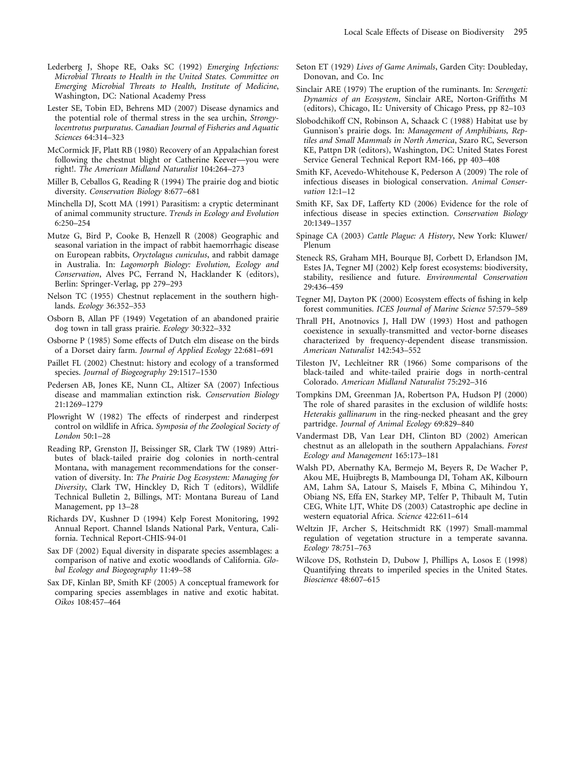Lederberg J, Shope RE, Oaks SC (1992) *Emerging Infections: Microbial Threats to Health in the United States. Committee on Emerging Microbial Threats to Health, Institute of Medicine*, Washington, DC: National Academy Press

Lester SE, Tobin ED, Behrens MD (2007) Disease dynamics and the potential role of thermal stress in the sea urchin, *Strongylocentrotus purpuratus*. *Canadian Journal of Fisheries and Aquatic Sciences* 64:314–323

McCormick JF, Platt RB (1980) Recovery of an Appalachian forest following the chestnut blight or Catherine Keever—you were right!. *The American Midland Naturalist* 104:264–273

Miller B, Ceballos G, Reading R (1994) The prairie dog and biotic diversity. *Conservation Biology* 8:677–681

Minchella DJ, Scott MA (1991) Parasitism: a cryptic determinant of animal community structure. *Trends in Ecology and Evolution* 6:250–254

Mutze G, Bird P, Cooke B, Henzell R (2008) Geographic and seasonal variation in the impact of rabbit haemorrhagic disease on European rabbits, *Oryctolagus cuniculus*, and rabbit damage in Australia. In: *Lagomorph Biology: Evolution, Ecology and Conservation*, Alves PC, Ferrand N, Hacklander K (editors), Berlin: Springer-Verlag, pp 279–293

Nelson TC (1955) Chestnut replacement in the southern highlands. *Ecology* 36:352–353

Osborn B, Allan PF (1949) Vegetation of an abandoned prairie dog town in tall grass prairie. *Ecology* 30:322–332

Osborne P (1985) Some effects of Dutch elm disease on the birds of a Dorset dairy farm. *Journal of Applied Ecology* 22:681–691

Paillet FL (2002) Chestnut: history and ecology of a transformed species. *Journal of Biogeography* 29:1517–1530

Pedersen AB, Jones KE, Nunn CL, Altizer SA (2007) Infectious disease and mammalian extinction risk. *Conservation Biology* 21:1269–1279

Plowright W (1982) The effects of rinderpest and rinderpest control on wildlife in Africa. *Symposia of the Zoological Society of London* 50:1–28

Reading RP, Grenston JJ, Beissinger SR, Clark TW (1989) Attributes of black-tailed prairie dog colonies in north-central Montana, with management recommendations for the conservation of diversity. In: *The Prairie Dog Ecosystem: Managing for Diversity*, Clark TW, Hinckley D, Rich T (editors), Wildlife Technical Bulletin 2, Billings, MT: Montana Bureau of Land Management, pp 13–28

Richards DV, Kushner D (1994) Kelp Forest Monitoring, 1992 Annual Report. Channel Islands National Park, Ventura, California. Technical Report-CHIS-94-01

Sax DF (2002) Equal diversity in disparate species assemblages: a comparison of native and exotic woodlands of California. *Global Ecology and Biogeography* 11:49–58

Sax DF, Kinlan BP, Smith KF (2005) A conceptual framework for comparing species assemblages in native and exotic habitat. *Oikos* 108:457–464

Seton ET (1929) *Lives of Game Animals*, Garden City: Doubleday, Donovan, and Co. Inc

Sinclair ARE (1979) The eruption of the ruminants. In: *Serengeti: Dynamics of an Ecosystem*, Sinclair ARE, Norton-Griffiths M (editors), Chicago, IL: University of Chicago Press, pp 82–103

Slobodchikoff CN, Robinson A, Schaack C (1988) Habitat use by Gunnison's prairie dogs. In: *Management of Amphibians, Reptiles and Small Mammals in North America*, Szaro RC, Severson KE, Pattpn DR (editors), Washington, DC: United States Forest Service General Technical Report RM-166, pp 403–408

Smith KF, Acevedo-Whitehouse K, Pederson A (2009) The role of infectious diseases in biological conservation. *Animal Conservation* 12:1–12

Smith KF, Sax DF, Lafferty KD (2006) Evidence for the role of infectious disease in species extinction. *Conservation Biology* 20:1349–1357

Spinage CA (2003) *Cattle Plague: A History*, New York: Kluwer/Plenum

Steneck RS, Graham MH, Bourque BJ, Corbett D, Erlandson JM, Estes JA, Tegner MJ (2002) Kelp forest ecosystems: biodiversity, stability, resilience and future. *Environmental Conservation* 29:436–459

Tegner MJ, Dayton PK (2000) Ecosystem effects of fishing in kelp forest communities. *ICES Journal of Marine Science* 57:579–589

Thrall PH, Anotnovics J, Hall DW (1993) Host and pathogen coexistence in sexually-transmitted and vector-borne diseases characterized by frequency-dependent disease transmission. *American Naturalist* 142:543–552

Tileston JV, Lechleitner RR (1966) Some comparisons of the black-tailed and white-tailed prairie dogs in north-central Colorado. *American Midland Naturalist* 75:292–316

Tompkins DM, Greenman JA, Robertson PA, Hudson PJ (2000) The role of shared parasites in the exclusion of wildlife hosts: *Heterakis gallinarum* in the ring-necked pheasant and the grey partridge. *Journal of Animal Ecology* 69:829–840

Vandermast DB, Van Lear DH, Clinton BD (2002) American chestnut as an allelopath in the southern Appalachians. *Forest Ecology and Management* 165:173–181

Walsh PD, Abernathy KA, Bermejo M, Beyers R, De Wacher P, Akou ME, Huijbregts B, Mambounga DI, Toham AK, Kilbourn AM, Lahm SA, Latour S, Maisels F, Mbina C, Mihindou Y, Obiang NS, Effa EN, Starkey MP, Telfer P, Thibault M, Tutin CEG, White LJT, White DS (2003) Catastrophic ape decline in western equatorial Africa. *Science* 422:611–614

Weltzin JF, Archer S, Heitschmidt RK (1997) Small-mammal regulation of vegetation structure in a temperate savanna. *Ecology* 78:751–763

Wilcove DS, Rothstein D, Dubow J, Phillips A, Losos E (1998) Quantifying threats to imperiled species in the United States. *Bioscience* 48:607–615